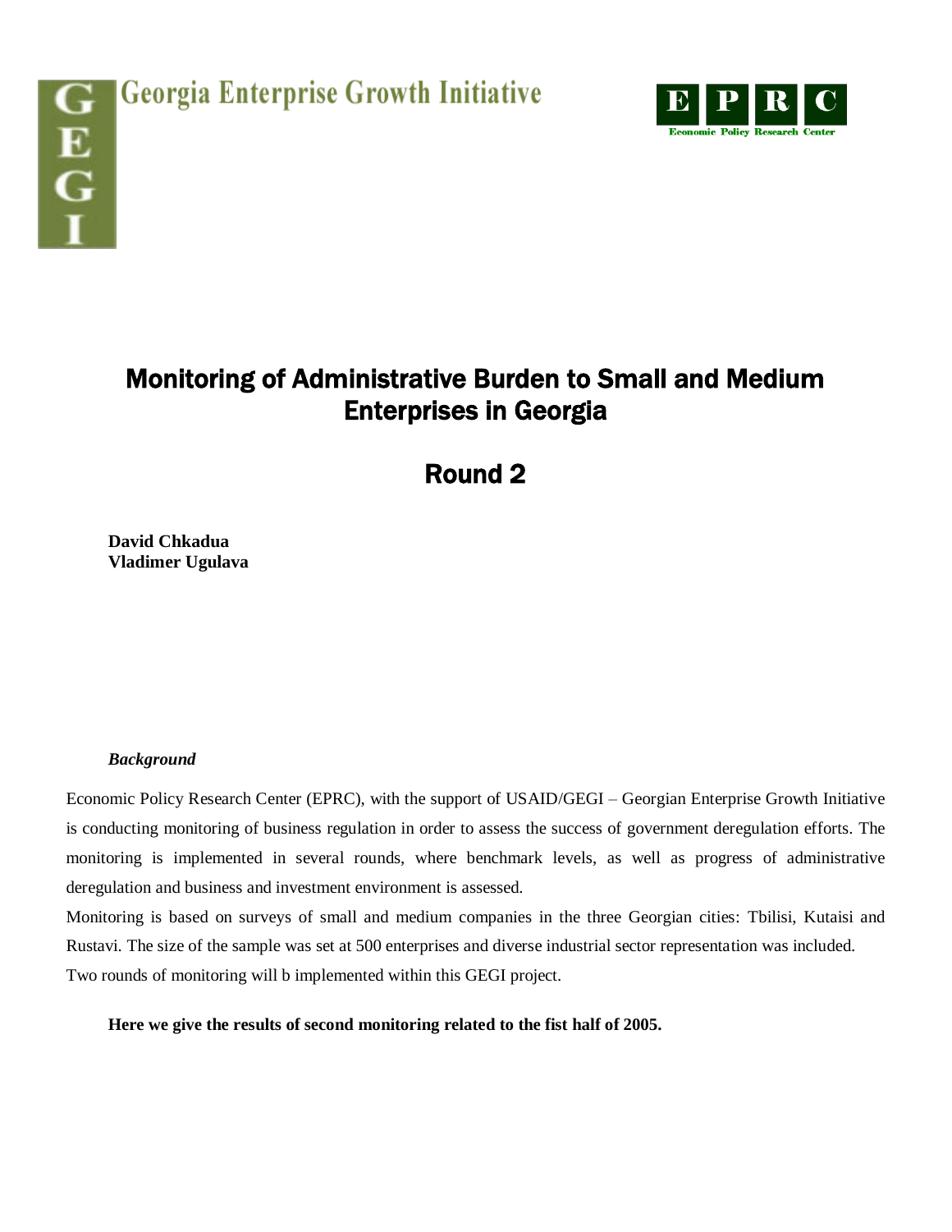Georgia Enterprise Growth Initiative

EPRC Economic Policy Research Center

# Monitoring of Administrative Burden to Small and Medium Enterprises in Georgia

# Round 2

**David Chkadua**
**Vladimer Ugulava**

***Background***

Economic Policy Research Center (EPRC), with the support of USAID/GEGI – Georgian Enterprise Growth Initiative is conducting monitoring of business regulation in order to assess the success of government deregulation efforts. The monitoring is implemented in several rounds, where benchmark levels, as well as progress of administrative deregulation and business and investment environment is assessed.

Monitoring is based on surveys of small and medium companies in the three Georgian cities: Tbilisi, Kutaisi and Rustavi. The size of the sample was set at 500 enterprises and diverse industrial sector representation was included.

Two rounds of monitoring will b implemented within this GEGI project.

**Here we give the results of second monitoring related to the fist half of 2005.**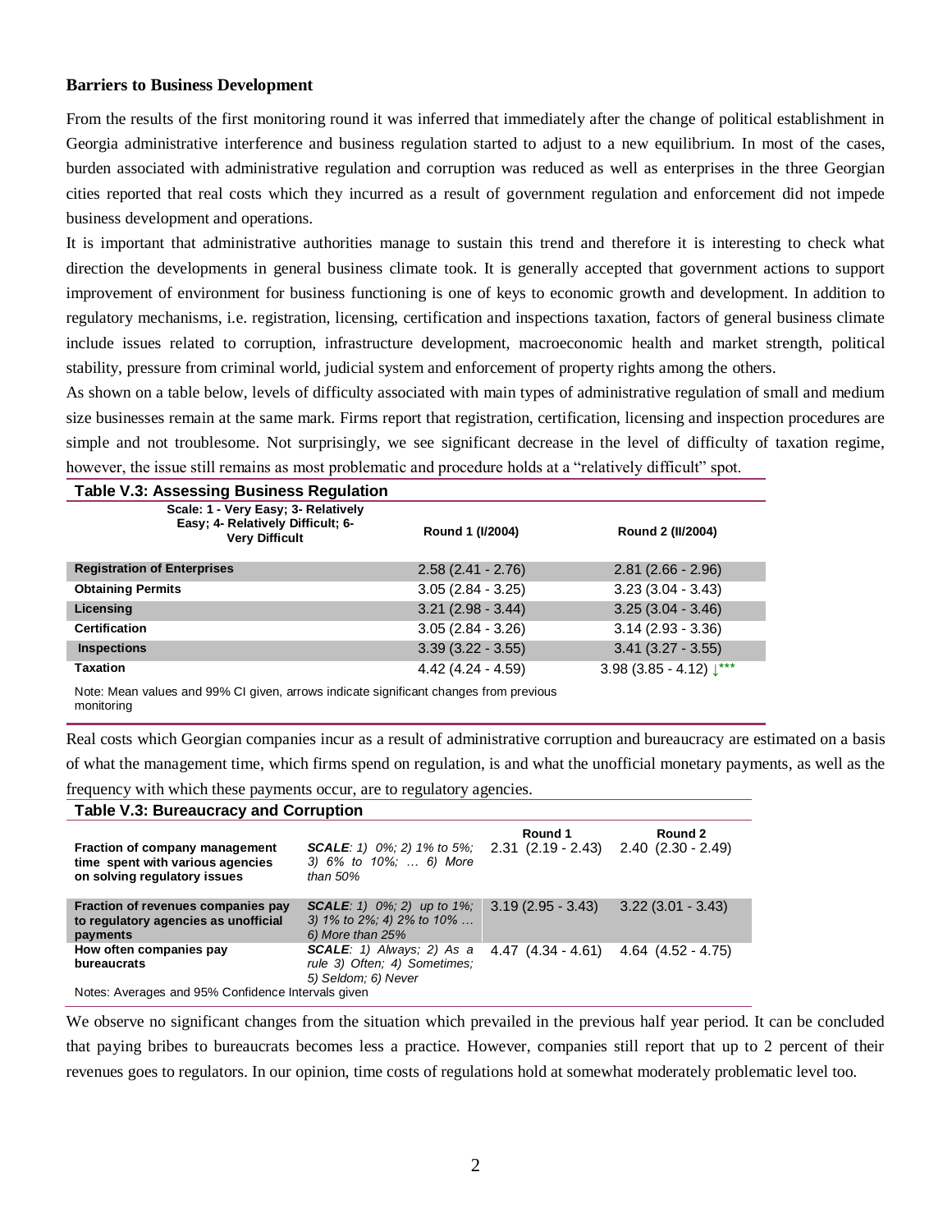**Barriers to Business Development**

From the results of the first monitoring round it was inferred that immediately after the change of political establishment in Georgia administrative interference and business regulation started to adjust to a new equilibrium. In most of the cases, burden associated with administrative regulation and corruption was reduced as well as enterprises in the three Georgian cities reported that real costs which they incurred as a result of government regulation and enforcement did not impede business development and operations.

It is important that administrative authorities manage to sustain this trend and therefore it is interesting to check what direction the developments in general business climate took. It is generally accepted that government actions to support improvement of environment for business functioning is one of keys to economic growth and development. In addition to regulatory mechanisms, i.e. registration, licensing, certification and inspections taxation, factors of general business climate include issues related to corruption, infrastructure development, macroeconomic health and market strength, political stability, pressure from criminal world, judicial system and enforcement of property rights among the others.

As shown on a table below, levels of difficulty associated with main types of administrative regulation of small and medium size businesses remain at the same mark. Firms report that registration, certification, licensing and inspection procedures are simple and not troublesome. Not surprisingly, we see significant decrease in the level of difficulty of taxation regime, however, the issue still remains as most problematic and procedure holds at a "relatively difficult" spot.

**Table V.3: Assessing Business Regulation**

| Scale: 1 - Very Easy; 3- Relatively Easy; 4- Relatively Difficult; 6- Very Difficult | Round 1 (I/2004) | Round 2 (II/2004) |
|---|---|---|
| **Registration of Enterprises** | 2.58 (2.41 - 2.76) | 2.81 (2.66 - 2.96) |
| **Obtaining Permits** | 3.05 (2.84 - 3.25) | 3.23 (3.04 - 3.43) |
| **Licensing** | 3.21 (2.98 - 3.44) | 3.25 (3.04 - 3.46) |
| **Certification** | 3.05 (2.84 - 3.26) | 3.14 (2.93 - 3.36) |
| **Inspections** | 3.39 (3.22 - 3.55) | 3.41 (3.27 - 3.55) |
| **Taxation** | 4.42 (4.24 - 4.59) | 3.98 (3.85 - 4.12) ↓*** |

Note: Mean values and 99% CI given, arrows indicate significant changes from previous monitoring

Real costs which Georgian companies incur as a result of administrative corruption and bureaucracy are estimated on a basis of what the management time, which firms spend on regulation, is and what the unofficial monetary payments, as well as the frequency with which these payments occur, are to regulatory agencies.

**Table V.3: Bureaucracy and Corruption**

| | | Round 1 | Round 2 |
|---|---|---|---|
| **Fraction of company management time spent with various agencies on solving regulatory issues** | ***SCALE***: *1) 0%; 2) 1% to 5%; 3) 6% to 10%; … 6) More than 50%* | 2.31 (2.19 - 2.43) | 2.40 (2.30 - 2.49) |
| **Fraction of revenues companies pay to regulatory agencies as unofficial payments** | ***SCALE***: *1) 0%; 2) up to 1%; 3) 1% to 2%; 4) 2% to 10% … 6) More than 25%* | 3.19 (2.95 - 3.43) | 3.22 (3.01 - 3.43) |
| **How often companies pay bureaucrats** | ***SCALE***: *1) Always; 2) As a rule 3) Often; 4) Sometimes; 5) Seldom; 6) Never* | 4.47 (4.34 - 4.61) | 4.64 (4.52 - 4.75) |

Notes: Averages and 95% Confidence Intervals given

We observe no significant changes from the situation which prevailed in the previous half year period. It can be concluded that paying bribes to bureaucrats becomes less a practice. However, companies still report that up to 2 percent of their revenues goes to regulators. In our opinion, time costs of regulations hold at somewhat moderately problematic level too.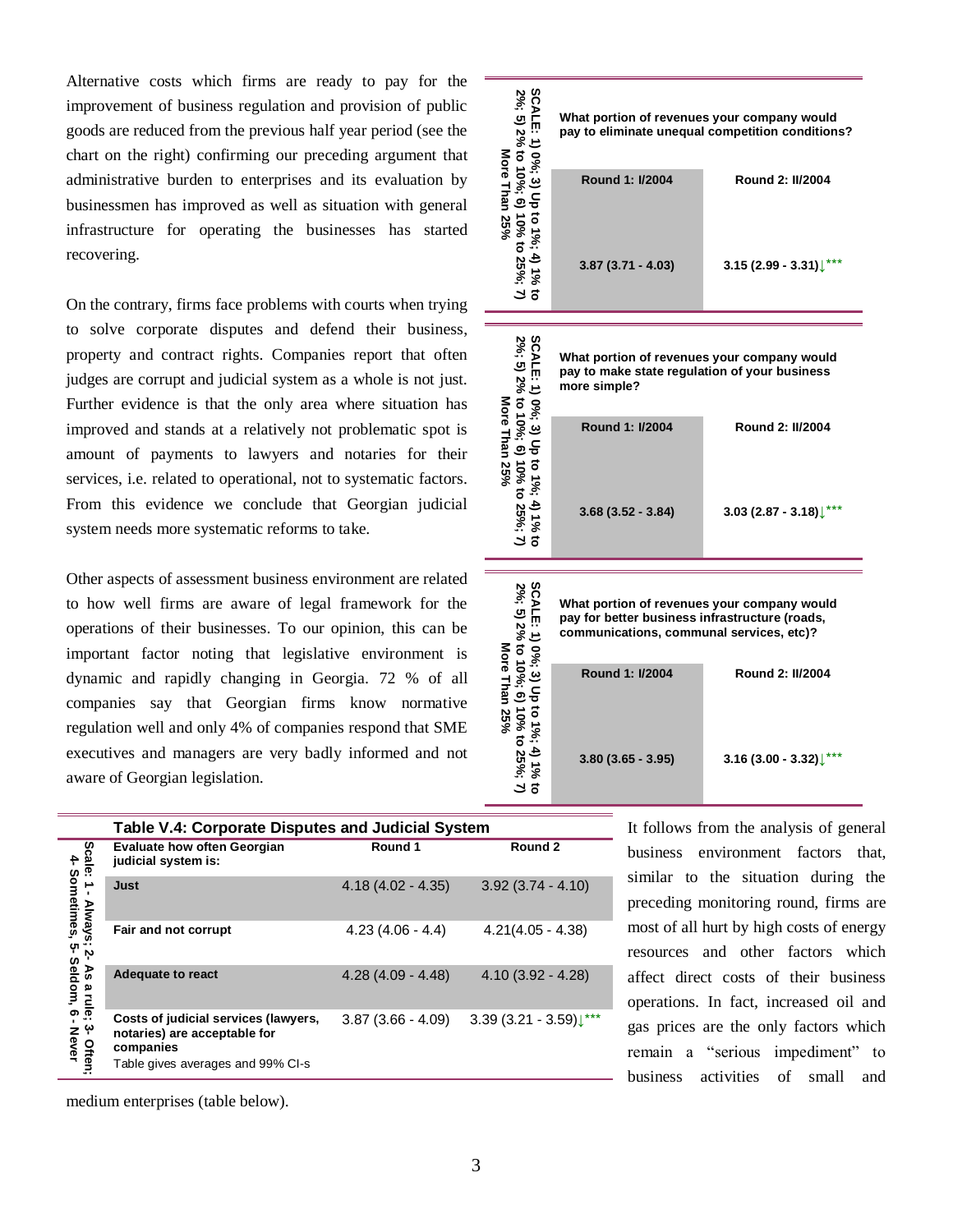Alternative costs which firms are ready to pay for the improvement of business regulation and provision of public goods are reduced from the previous half year period (see the chart on the right) confirming our preceding argument that administrative burden to enterprises and its evaluation by businessmen has improved as well as situation with general infrastructure for operating the businesses has started recovering.

On the contrary, firms face problems with courts when trying to solve corporate disputes and defend their business, property and contract rights. Companies report that often judges are corrupt and judicial system as a whole is not just. Further evidence is that the only area where situation has improved and stands at a relatively not problematic spot is amount of payments to lawyers and notaries for their services, i.e. related to operational, not to systematic factors. From this evidence we conclude that Georgian judicial system needs more systematic reforms to take.

Other aspects of assessment business environment are related to how well firms are aware of legal framework for the operations of their businesses. To our opinion, this can be important factor noting that legislative environment is dynamic and rapidly changing in Georgia. 72 % of all companies say that Georgian firms know normative regulation well and only 4% of companies respond that SME executives and managers are very badly informed and not aware of Georgian legislation.

SCALE: 1) 0%; 3) Up to 1%; 4) 1% to 2%; 5) 2% to 10%; 6) 10% to 25%; 7) More Than 25%

| What portion of revenues your company would pay to eliminate unequal competition conditions? | |
|---|---|
| Round 1: I/2004 | Round 2: II/2004 |
| 3.87 (3.71 - 4.03) | 3.15 (2.99 - 3.31)↓*** |

| What portion of revenues your company would pay to make state regulation of your business more simple? | |
|---|---|
| Round 1: I/2004 | Round 2: II/2004 |
| 3.68 (3.52 - 3.84) | 3.03 (2.87 - 3.18)↓*** |

| What portion of revenues your company would pay for better business infrastructure (roads, communications, communal services, etc)? | |
|---|---|
| Round 1: I/2004 | Round 2: II/2004 |
| 3.80 (3.65 - 3.95) | 3.16 (3.00 - 3.32)↓*** |

**Table V.4: Corporate Disputes and Judicial System**

Scale: 1 - Always; 2- As a rule; 3- Often; 4- Sometimes, 5- Seldom, 6 - Never

| Evaluate how often Georgian judicial system is: | Round 1 | Round 2 |
|---|---|---|
| Just | 4.18 (4.02 - 4.35) | 3.92 (3.74 - 4.10) |
| Fair and not corrupt | 4.23 (4.06 - 4.4) | 4.21(4.05 - 4.38) |
| Adequate to react | 4.28 (4.09 - 4.48) | 4.10 (3.92 - 4.28) |
| Costs of judicial services (lawyers, notaries) are acceptable for companies | 3.87 (3.66 - 4.09) | 3.39 (3.21 - 3.59)↓*** |

Table gives averages and 99% CI-s

It follows from the analysis of general business environment factors that, similar to the situation during the preceding monitoring round, firms are most of all hurt by high costs of energy resources and other factors which affect direct costs of their business operations. In fact, increased oil and gas prices are the only factors which remain a "serious impediment" to business activities of small and medium enterprises (table below).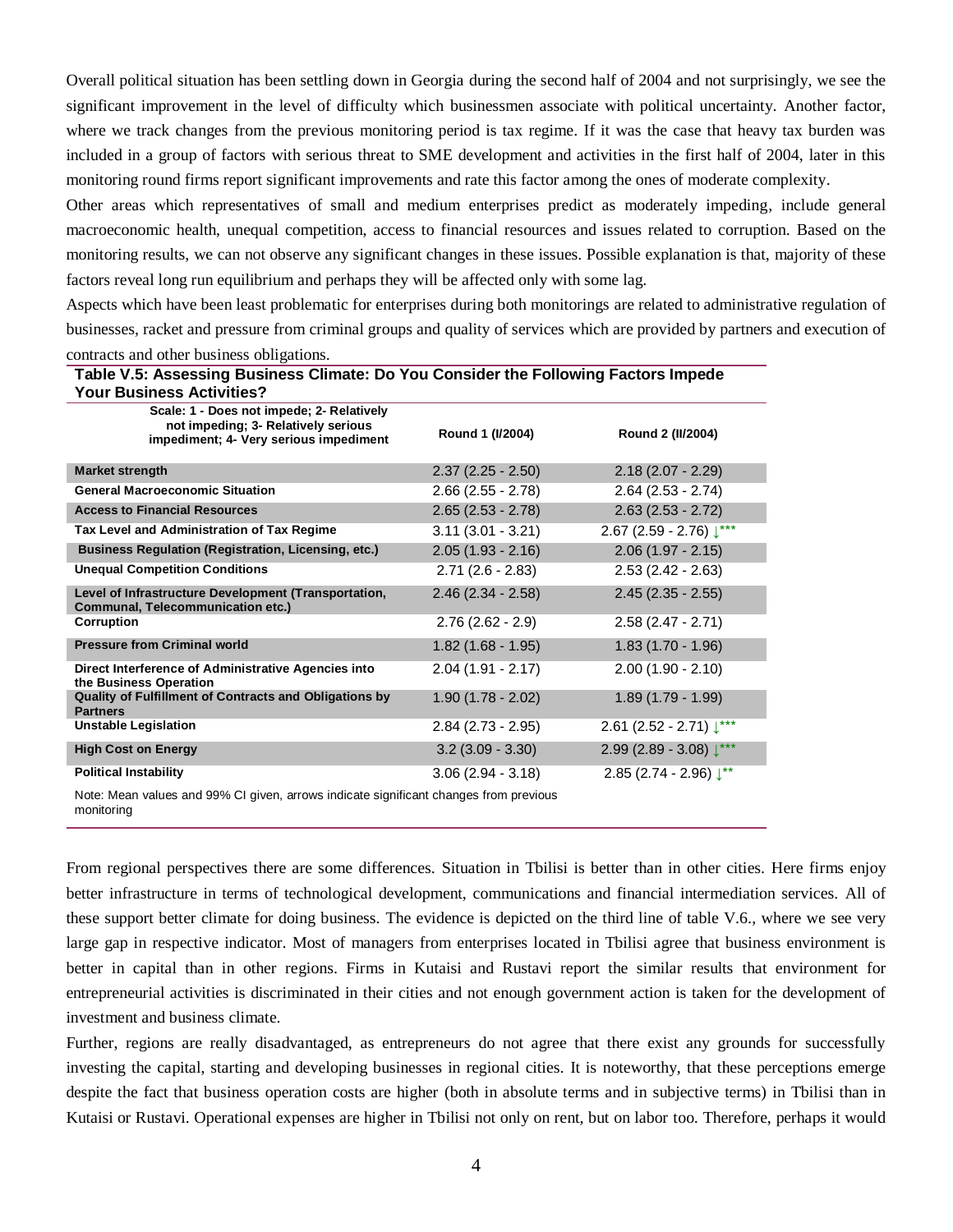Overall political situation has been settling down in Georgia during the second half of 2004 and not surprisingly, we see the significant improvement in the level of difficulty which businessmen associate with political uncertainty. Another factor, where we track changes from the previous monitoring period is tax regime. If it was the case that heavy tax burden was included in a group of factors with serious threat to SME development and activities in the first half of 2004, later in this monitoring round firms report significant improvements and rate this factor among the ones of moderate complexity.

Other areas which representatives of small and medium enterprises predict as moderately impeding, include general macroeconomic health, unequal competition, access to financial resources and issues related to corruption. Based on the monitoring results, we can not observe any significant changes in these issues. Possible explanation is that, majority of these factors reveal long run equilibrium and perhaps they will be affected only with some lag.

Aspects which have been least problematic for enterprises during both monitorings are related to administrative regulation of businesses, racket and pressure from criminal groups and quality of services which are provided by partners and execution of contracts and other business obligations.

**Table V.5: Assessing Business Climate: Do You Consider the Following Factors Impede Your Business Activities?**

| Scale: 1 - Does not impede; 2- Relatively not impeding; 3- Relatively serious impediment; 4- Very serious impediment | Round 1 (I/2004) | Round 2 (II/2004) |
|---|---|---|
| **Market strength** | 2.37 (2.25 - 2.50) | 2.18 (2.07 - 2.29) |
| **General Macroeconomic Situation** | 2.66 (2.55 - 2.78) | 2.64 (2.53 - 2.74) |
| **Access to Financial Resources** | 2.65 (2.53 - 2.78) | 2.63 (2.53 - 2.72) |
| **Tax Level and Administration of Tax Regime** | 3.11 (3.01 - 3.21) | 2.67 (2.59 - 2.76) ↓*** |
| **Business Regulation (Registration, Licensing, etc.)** | 2.05 (1.93 - 2.16) | 2.06 (1.97 - 2.15) |
| **Unequal Competition Conditions** | 2.71 (2.6 - 2.83) | 2.53 (2.42 - 2.63) |
| **Level of Infrastructure Development (Transportation, Communal, Telecommunication etc.)** | 2.46 (2.34 - 2.58) | 2.45 (2.35 - 2.55) |
| **Corruption** | 2.76 (2.62 - 2.9) | 2.58 (2.47 - 2.71) |
| **Pressure from Criminal world** | 1.82 (1.68 - 1.95) | 1.83 (1.70 - 1.96) |
| **Direct Interference of Administrative Agencies into the Business Operation** | 2.04 (1.91 - 2.17) | 2.00 (1.90 - 2.10) |
| **Quality of Fulfillment of Contracts and Obligations by Partners** | 1.90 (1.78 - 2.02) | 1.89 (1.79 - 1.99) |
| **Unstable Legislation** | 2.84 (2.73 - 2.95) | 2.61 (2.52 - 2.71) ↓*** |
| **High Cost on Energy** | 3.2 (3.09 - 3.30) | 2.99 (2.89 - 3.08) ↓*** |
| **Political Instability** | 3.06 (2.94 - 3.18) | 2.85 (2.74 - 2.96) ↓** |

Note: Mean values and 99% CI given, arrows indicate significant changes from previous monitoring

From regional perspectives there are some differences. Situation in Tbilisi is better than in other cities. Here firms enjoy better infrastructure in terms of technological development, communications and financial intermediation services. All of these support better climate for doing business. The evidence is depicted on the third line of table V.6., where we see very large gap in respective indicator. Most of managers from enterprises located in Tbilisi agree that business environment is better in capital than in other regions. Firms in Kutaisi and Rustavi report the similar results that environment for entrepreneurial activities is discriminated in their cities and not enough government action is taken for the development of investment and business climate.

Further, regions are really disadvantaged, as entrepreneurs do not agree that there exist any grounds for successfully investing the capital, starting and developing businesses in regional cities. It is noteworthy, that these perceptions emerge despite the fact that business operation costs are higher (both in absolute terms and in subjective terms) in Tbilisi than in Kutaisi or Rustavi. Operational expenses are higher in Tbilisi not only on rent, but on labor too. Therefore, perhaps it would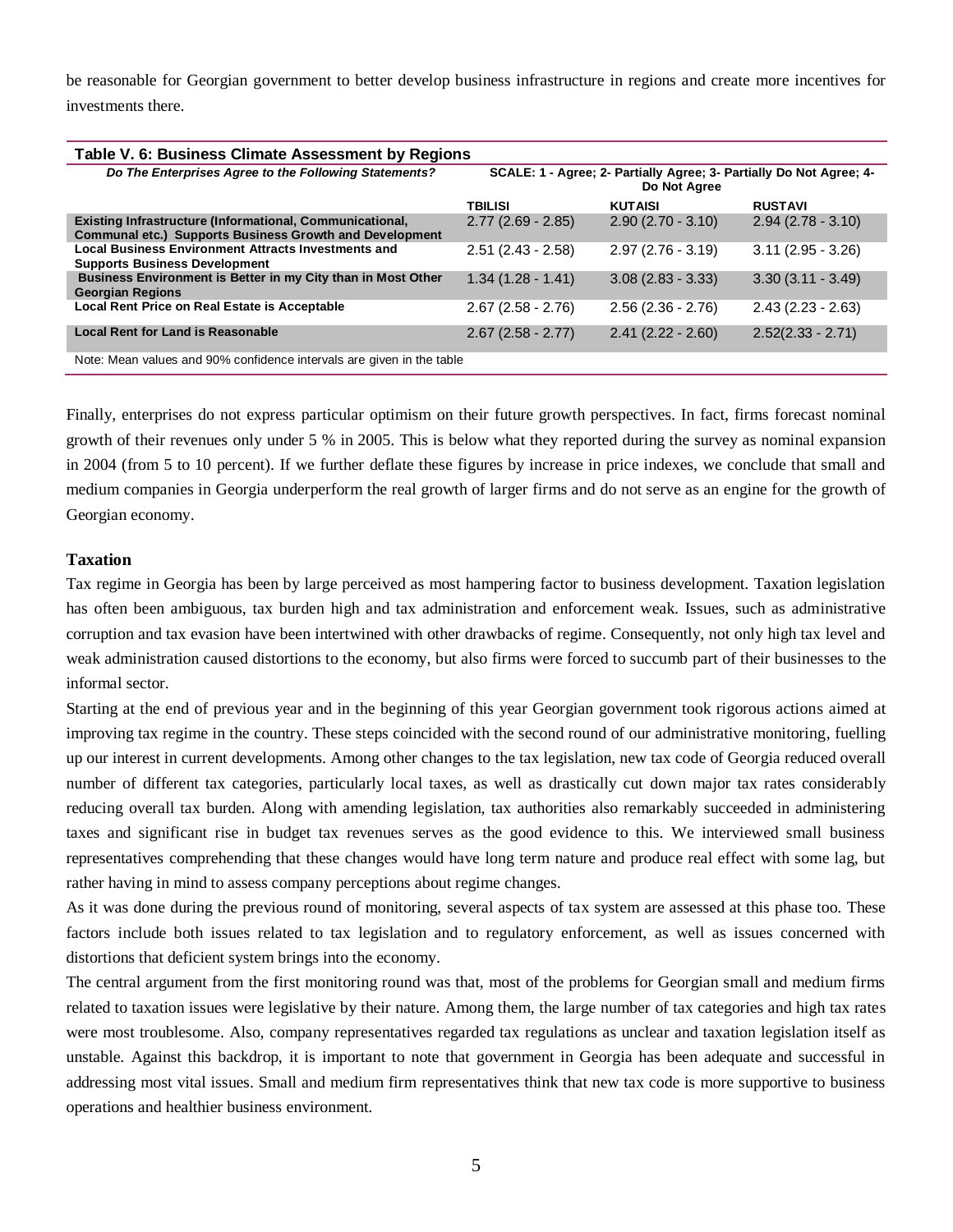be reasonable for Georgian government to better develop business infrastructure in regions and create more incentives for investments there.

**Table V. 6: Business Climate Assessment by Regions**

| *Do The Enterprises Agree to the Following Statements?* | SCALE: 1 - Agree; 2- Partially Agree; 3- Partially Do Not Agree; 4- Do Not Agree | | |
|---|---|---|---|
| | TBILISI | KUTAISI | RUSTAVI |
| **Existing Infrastructure (Informational, Communicational, Communal etc.) Supports Business Growth and Development** | 2.77 (2.69 - 2.85) | 2.90 (2.70 - 3.10) | 2.94 (2.78 - 3.10) |
| **Local Business Environment Attracts Investments and Supports Business Development** | 2.51 (2.43 - 2.58) | 2.97 (2.76 - 3.19) | 3.11 (2.95 - 3.26) |
| **Business Environment is Better in my City than in Most Other Georgian Regions** | 1.34 (1.28 - 1.41) | 3.08 (2.83 - 3.33) | 3.30 (3.11 - 3.49) |
| **Local Rent Price on Real Estate is Acceptable** | 2.67 (2.58 - 2.76) | 2.56 (2.36 - 2.76) | 2.43 (2.23 - 2.63) |
| **Local Rent for Land is Reasonable** | 2.67 (2.58 - 2.77) | 2.41 (2.22 - 2.60) | 2.52(2.33 - 2.71) |

Note: Mean values and 90% confidence intervals are given in the table

Finally, enterprises do not express particular optimism on their future growth perspectives. In fact, firms forecast nominal growth of their revenues only under 5 % in 2005. This is below what they reported during the survey as nominal expansion in 2004 (from 5 to 10 percent). If we further deflate these figures by increase in price indexes, we conclude that small and medium companies in Georgia underperform the real growth of larger firms and do not serve as an engine for the growth of Georgian economy.

**Taxation**

Tax regime in Georgia has been by large perceived as most hampering factor to business development. Taxation legislation has often been ambiguous, tax burden high and tax administration and enforcement weak. Issues, such as administrative corruption and tax evasion have been intertwined with other drawbacks of regime. Consequently, not only high tax level and weak administration caused distortions to the economy, but also firms were forced to succumb part of their businesses to the informal sector.

Starting at the end of previous year and in the beginning of this year Georgian government took rigorous actions aimed at improving tax regime in the country. These steps coincided with the second round of our administrative monitoring, fuelling up our interest in current developments. Among other changes to the tax legislation, new tax code of Georgia reduced overall number of different tax categories, particularly local taxes, as well as drastically cut down major tax rates considerably reducing overall tax burden. Along with amending legislation, tax authorities also remarkably succeeded in administering taxes and significant rise in budget tax revenues serves as the good evidence to this. We interviewed small business representatives comprehending that these changes would have long term nature and produce real effect with some lag, but rather having in mind to assess company perceptions about regime changes.

As it was done during the previous round of monitoring, several aspects of tax system are assessed at this phase too. These factors include both issues related to tax legislation and to regulatory enforcement, as well as issues concerned with distortions that deficient system brings into the economy.

The central argument from the first monitoring round was that, most of the problems for Georgian small and medium firms related to taxation issues were legislative by their nature. Among them, the large number of tax categories and high tax rates were most troublesome. Also, company representatives regarded tax regulations as unclear and taxation legislation itself as unstable. Against this backdrop, it is important to note that government in Georgia has been adequate and successful in addressing most vital issues. Small and medium firm representatives think that new tax code is more supportive to business operations and healthier business environment.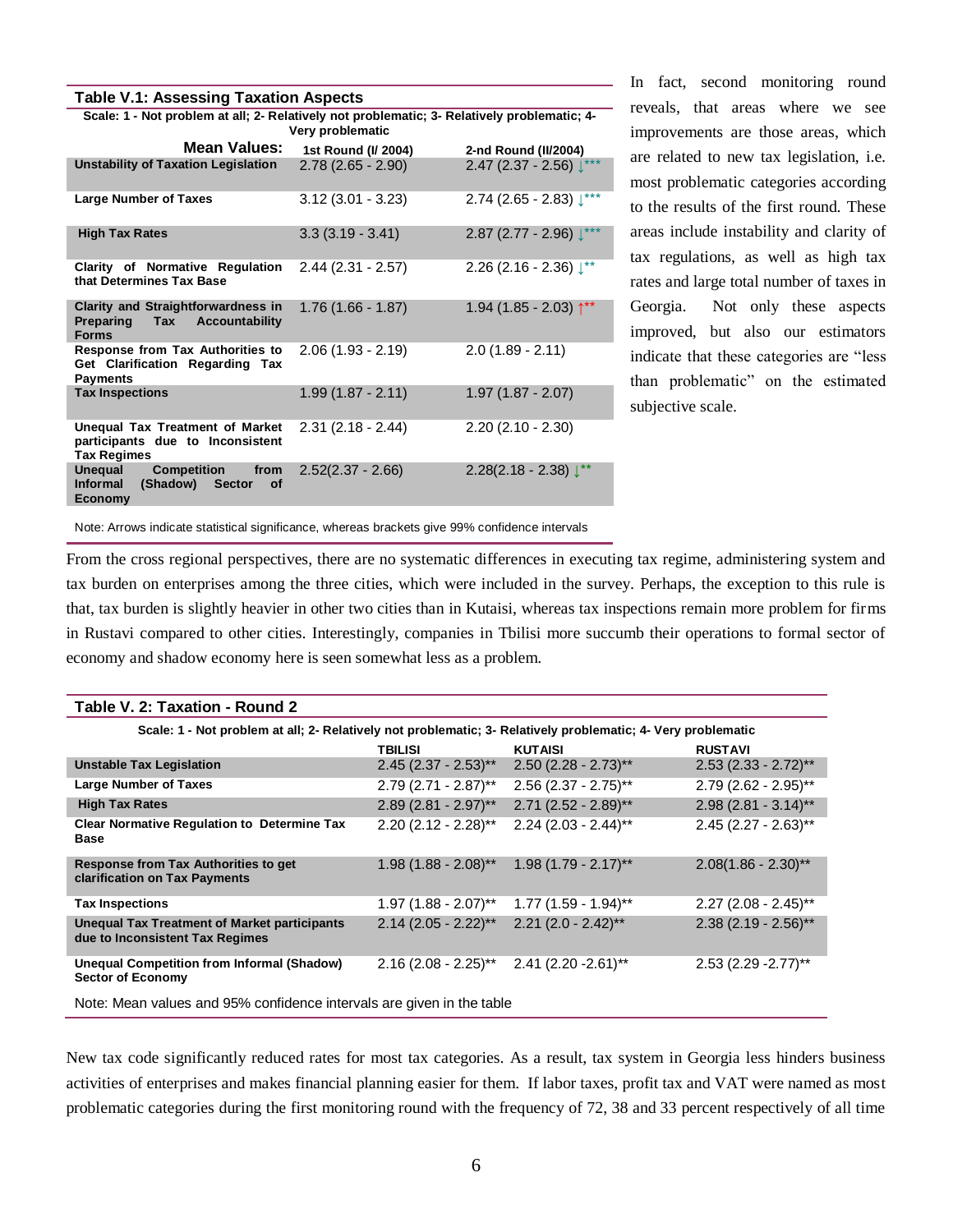**Table V.1: Assessing Taxation Aspects**

Scale: 1 - Not problem at all; 2- Relatively not problematic; 3- Relatively problematic; 4- Very problematic

| Mean Values: | 1st Round (I/ 2004) | 2-nd Round (II/2004) |
|---|---|---|
| Unstability of Taxation Legislation | 2.78 (2.65 - 2.90) | 2.47 (2.37 - 2.56) ↓*** |
| Large Number of Taxes | 3.12 (3.01 - 3.23) | 2.74 (2.65 - 2.83) ↓*** |
| High Tax Rates | 3.3 (3.19 - 3.41) | 2.87 (2.77 - 2.96) ↓*** |
| Clarity of Normative Regulation that Determines Tax Base | 2.44 (2.31 - 2.57) | 2.26 (2.16 - 2.36) ↓** |
| Clarity and Straightforwardness in Preparing Tax Accountability Forms | 1.76 (1.66 - 1.87) | 1.94 (1.85 - 2.03) ↑** |
| Response from Tax Authorities to Get Clarification Regarding Tax Payments | 2.06 (1.93 - 2.19) | 2.0 (1.89 - 2.11) |
| Tax Inspections | 1.99 (1.87 - 2.11) | 1.97 (1.87 - 2.07) |
| Unequal Tax Treatment of Market participants due to Inconsistent Tax Regimes | 2.31 (2.18 - 2.44) | 2.20 (2.10 - 2.30) |
| Unequal Competition from Informal (Shadow) Sector of Economy | 2.52(2.37 - 2.66) | 2.28(2.18 - 2.38) ↓** |

Note: Arrows indicate statistical significance, whereas brackets give 99% confidence intervals

In fact, second monitoring round reveals, that areas where we see improvements are those areas, which are related to new tax legislation, i.e. most problematic categories according to the results of the first round. These areas include instability and clarity of tax regulations, as well as high tax rates and large total number of taxes in Georgia. Not only these aspects improved, but also our estimators indicate that these categories are "less than problematic" on the estimated subjective scale.

From the cross regional perspectives, there are no systematic differences in executing tax regime, administering system and tax burden on enterprises among the three cities, which were included in the survey. Perhaps, the exception to this rule is that, tax burden is slightly heavier in other two cities than in Kutaisi, whereas tax inspections remain more problem for firms in Rustavi compared to other cities. Interestingly, companies in Tbilisi more succumb their operations to formal sector of economy and shadow economy here is seen somewhat less as a problem.

**Table V. 2: Taxation - Round 2**

Scale: 1 - Not problem at all; 2- Relatively not problematic; 3- Relatively problematic; 4- Very problematic

| | TBILISI | KUTAISI | RUSTAVI |
|---|---|---|---|
| Unstable Tax Legislation | 2.45 (2.37 - 2.53)** | 2.50 (2.28 - 2.73)** | 2.53 (2.33 - 2.72)** |
| Large Number of Taxes | 2.79 (2.71 - 2.87)** | 2.56 (2.37 - 2.75)** | 2.79 (2.62 - 2.95)** |
| High Tax Rates | 2.89 (2.81 - 2.97)** | 2.71 (2.52 - 2.89)** | 2.98 (2.81 - 3.14)** |
| Clear Normative Regulation to Determine Tax Base | 2.20 (2.12 - 2.28)** | 2.24 (2.03 - 2.44)** | 2.45 (2.27 - 2.63)** |
| Response from Tax Authorities to get clarification on Tax Payments | 1.98 (1.88 - 2.08)** | 1.98 (1.79 - 2.17)** | 2.08(1.86 - 2.30)** |
| Tax Inspections | 1.97 (1.88 - 2.07)** | 1.77 (1.59 - 1.94)** | 2.27 (2.08 - 2.45)** |
| Unequal Tax Treatment of Market participants due to Inconsistent Tax Regimes | 2.14 (2.05 - 2.22)** | 2.21 (2.0 - 2.42)** | 2.38 (2.19 - 2.56)** |
| Unequal Competition from Informal (Shadow) Sector of Economy | 2.16 (2.08 - 2.25)** | 2.41 (2.20 -2.61)** | 2.53 (2.29 -2.77)** |

Note: Mean values and 95% confidence intervals are given in the table

New tax code significantly reduced rates for most tax categories. As a result, tax system in Georgia less hinders business activities of enterprises and makes financial planning easier for them. If labor taxes, profit tax and VAT were named as most problematic categories during the first monitoring round with the frequency of 72, 38 and 33 percent respectively of all time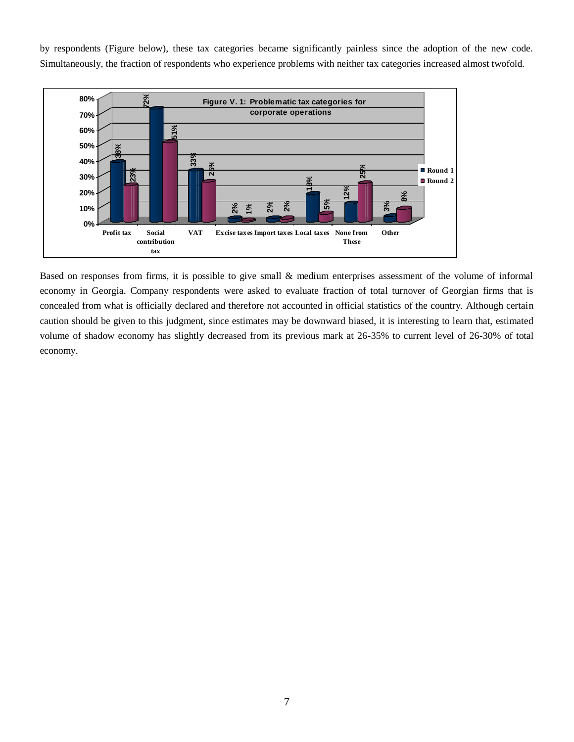by respondents (Figure below), these tax categories became significantly painless since the adoption of the new code. Simultaneously, the fraction of respondents who experience problems with neither tax categories increased almost twofold.

Figure V. 1: Problematic tax categories for corporate operations

80%
70%
60%
50%
40%
30%
20%
10%
0%

Profit tax: 38%, 23%
Social contribution tax: 72%, 51%
VAT: 33%, 25%
Excise taxes: 2%, 1%
Import taxes: 2%, 2%
Local taxes: 18%, 5%
None from These: 12%, 25%
Other: 3%, 8%

Round 1
Round 2

Based on responses from firms, it is possible to give small & medium enterprises assessment of the volume of informal economy in Georgia. Company respondents were asked to evaluate fraction of total turnover of Georgian firms that is concealed from what is officially declared and therefore not accounted in official statistics of the country. Although certain caution should be given to this judgment, since estimates may be downward biased, it is interesting to learn that, estimated volume of shadow economy has slightly decreased from its previous mark at 26-35% to current level of 26-30% of total economy.